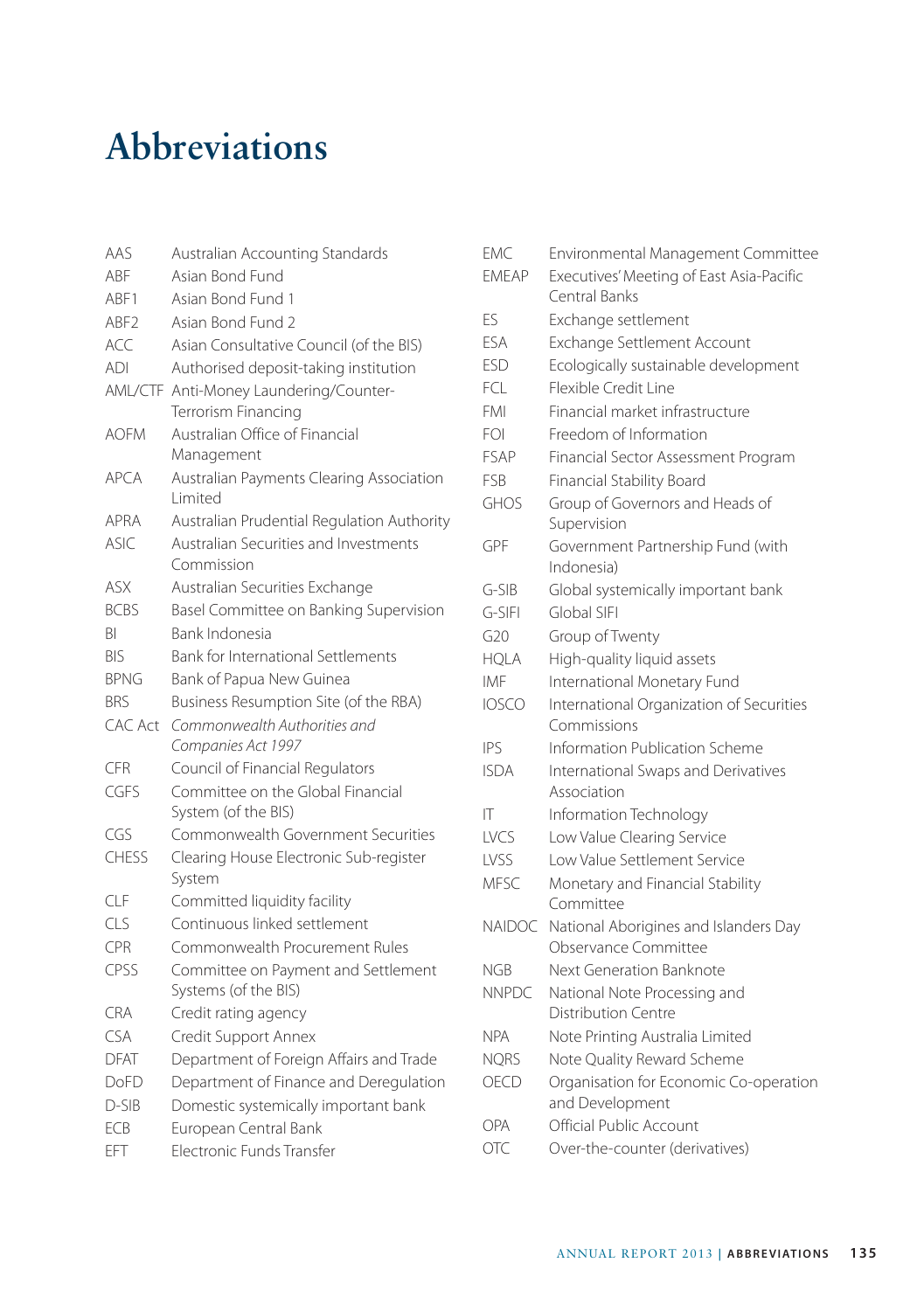# Abbreviations

| | |
|---|---|
| AAS | Australian Accounting Standards |
| ABF | Asian Bond Fund |
| ABF1 | Asian Bond Fund 1 |
| ABF2 | Asian Bond Fund 2 |
| ACC | Asian Consultative Council (of the BIS) |
| ADI | Authorised deposit-taking institution |
| AML/CTF | Anti-Money Laundering/Counter-Terrorism Financing |
| AOFM | Australian Office of Financial Management |
| APCA | Australian Payments Clearing Association Limited |
| APRA | Australian Prudential Regulation Authority |
| ASIC | Australian Securities and Investments Commission |
| ASX | Australian Securities Exchange |
| BCBS | Basel Committee on Banking Supervision |
| BI | Bank Indonesia |
| BIS | Bank for International Settlements |
| BPNG | Bank of Papua New Guinea |
| BRS | Business Resumption Site (of the RBA) |
| CAC Act | *Commonwealth Authorities and Companies Act 1997* |
| CFR | Council of Financial Regulators |
| CGFS | Committee on the Global Financial System (of the BIS) |
| CGS | Commonwealth Government Securities |
| CHESS | Clearing House Electronic Sub-register System |
| CLF | Committed liquidity facility |
| CLS | Continuous linked settlement |
| CPR | Commonwealth Procurement Rules |
| CPSS | Committee on Payment and Settlement Systems (of the BIS) |
| CRA | Credit rating agency |
| CSA | Credit Support Annex |
| DFAT | Department of Foreign Affairs and Trade |
| DoFD | Department of Finance and Deregulation |
| D-SIB | Domestic systemically important bank |
| ECB | European Central Bank |
| EFT | Electronic Funds Transfer |
| EMC | Environmental Management Committee |
| EMEAP | Executives' Meeting of East Asia-Pacific Central Banks |
| ES | Exchange settlement |
| ESA | Exchange Settlement Account |
| ESD | Ecologically sustainable development |
| FCL | Flexible Credit Line |
| FMI | Financial market infrastructure |
| FOI | Freedom of Information |
| FSAP | Financial Sector Assessment Program |
| FSB | Financial Stability Board |
| GHOS | Group of Governors and Heads of Supervision |
| GPF | Government Partnership Fund (with Indonesia) |
| G-SIB | Global systemically important bank |
| G-SIFI | Global SIFI |
| G20 | Group of Twenty |
| HQLA | High-quality liquid assets |
| IMF | International Monetary Fund |
| IOSCO | International Organization of Securities Commissions |
| IPS | Information Publication Scheme |
| ISDA | International Swaps and Derivatives Association |
| IT | Information Technology |
| LVCS | Low Value Clearing Service |
| LVSS | Low Value Settlement Service |
| MFSC | Monetary and Financial Stability Committee |
| NAIDOC | National Aborigines and Islanders Day Observance Committee |
| NGB | Next Generation Banknote |
| NNPDC | National Note Processing and Distribution Centre |
| NPA | Note Printing Australia Limited |
| NQRS | Note Quality Reward Scheme |
| OECD | Organisation for Economic Co-operation and Development |
| OPA | Official Public Account |
| OTC | Over-the-counter (derivatives) |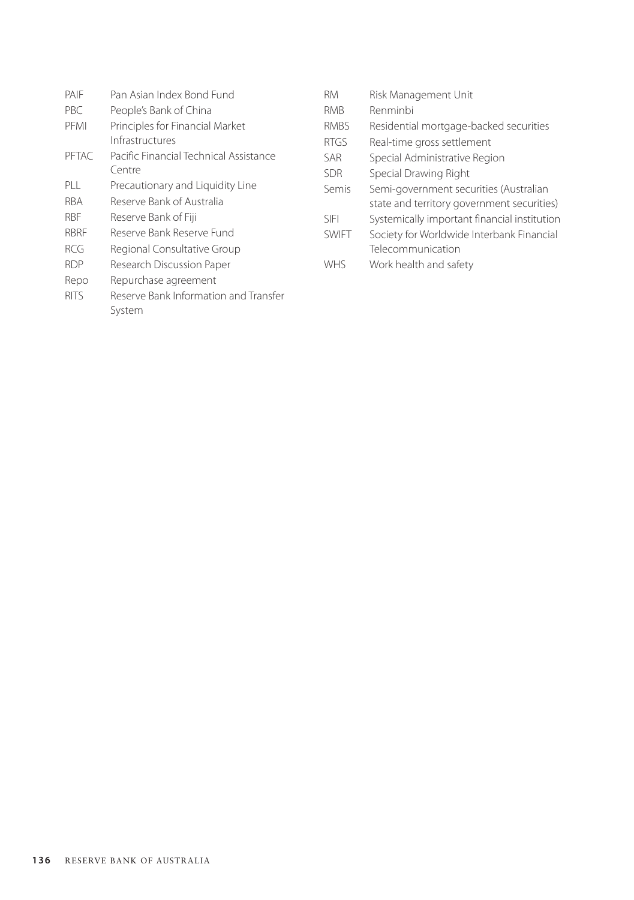| | |
|---|---|
| PAIF | Pan Asian Index Bond Fund |
| PBC | People's Bank of China |
| PFMI | Principles for Financial Market Infrastructures |
| PFTAC | Pacific Financial Technical Assistance Centre |
| PLL | Precautionary and Liquidity Line |
| RBA | Reserve Bank of Australia |
| RBF | Reserve Bank of Fiji |
| RBRF | Reserve Bank Reserve Fund |
| RCG | Regional Consultative Group |
| RDP | Research Discussion Paper |
| Repo | Repurchase agreement |
| RITS | Reserve Bank Information and Transfer System |
| RM | Risk Management Unit |
| RMB | Renminbi |
| RMBS | Residential mortgage-backed securities |
| RTGS | Real-time gross settlement |
| SAR | Special Administrative Region |
| SDR | Special Drawing Right |
| Semis | Semi-government securities (Australian state and territory government securities) |
| SIFI | Systemically important financial institution |
| SWIFT | Society for Worldwide Interbank Financial Telecommunication |
| WHS | Work health and safety |